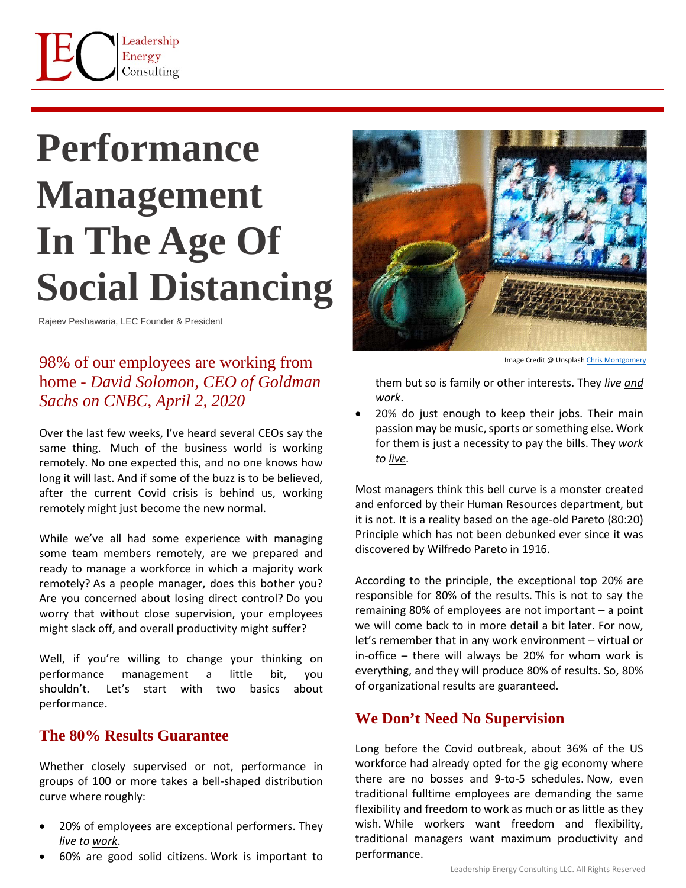# Performance Management In The Age Of Social Distancing

Rajeev Peshawaria, LEC Founder & President

98% of our employees are working from home - *David Solomon, CEO of Goldman Sachs on CNBC, April 2, 2020*

Over the last few weeks, I've heard several CEOs say the same thing. Much of the business world is working remotely. No one expected this, and no one knows how long it will last. And if some of the buzz is to be believed, after the current Covid crisis is behind us, working remotely might just become the new normal.

While we've all had some experience with managing some team members remotely, are we prepared and ready to manage a workforce in which a majority work remotely? As a people manager, does this bother you? Are you concerned about losing direct control? Do you worry that without close supervision, your employees might slack off, and overall productivity might suffer?

Well, if you're willing to change your thinking on performance management a little bit, you shouldn't. Let's start with two basics about performance.

## The 80% Results Guarantee

Whether closely supervised or not, performance in groups of 100 or more takes a bell-shaped distribution curve where roughly:

- 20% of employees are exceptional performers. They *live to work*.
- 60% are good solid citizens. Work is important to them but so is family or other interests. They *live and work*.
- 20% do just enough to keep their jobs. Their main passion may be music, sports or something else. Work for them is just a necessity to pay the bills. They *work to live*.

Image Credit @ Unsplash Chris Montgomery

Most managers think this bell curve is a monster created and enforced by their Human Resources department, but it is not. It is a reality based on the age-old Pareto (80:20) Principle which has not been debunked ever since it was discovered by Wilfredo Pareto in 1916.

According to the principle, the exceptional top 20% are responsible for 80% of the results. This is not to say the remaining 80% of employees are not important – a point we will come back to in more detail a bit later. For now, let's remember that in any work environment – virtual or in-office – there will always be 20% for whom work is everything, and they will produce 80% of results. So, 80% of organizational results are guaranteed.

## We Don't Need No Supervision

Long before the Covid outbreak, about 36% of the US workforce had already opted for the gig economy where there are no bosses and 9-to-5 schedules. Now, even traditional fulltime employees are demanding the same flexibility and freedom to work as much or as little as they wish. While workers want freedom and flexibility, traditional managers want maximum productivity and performance.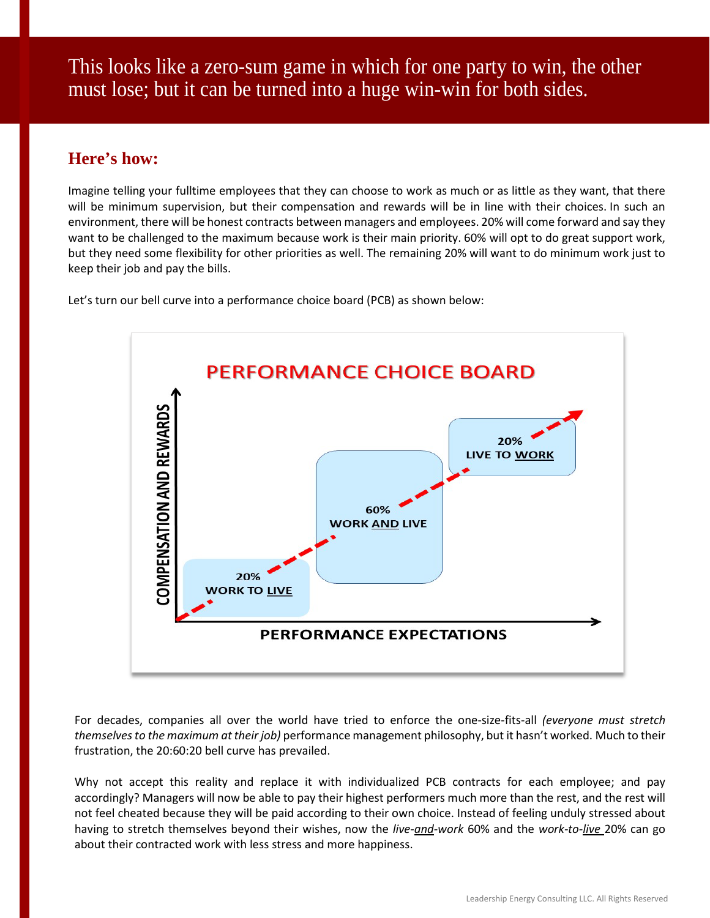This looks like a zero-sum game in which for one party to win, the other must lose; but it can be turned into a huge win-win for both sides.

## Here's how:

Imagine telling your fulltime employees that they can choose to work as much or as little as they want, that there will be minimum supervision, but their compensation and rewards will be in line with their choices. In such an environment, there will be honest contracts between managers and employees. 20% will come forward and say they want to be challenged to the maximum because work is their main priority. 60% will opt to do great support work, but they need some flexibility for other priorities as well. The remaining 20% will want to do minimum work just to keep their job and pay the bills.

Let's turn our bell curve into a performance choice board (PCB) as shown below:

**PERFORMANCE CHOICE BOARD**

COMPENSATION AND REWARDS

20% WORK TO LIVE

60% WORK AND LIVE

20% LIVE TO WORK

PERFORMANCE EXPECTATIONS

For decades, companies all over the world have tried to enforce the one-size-fits-all *(everyone must stretch themselves to the maximum at their job)* performance management philosophy, but it hasn't worked. Much to their frustration, the 20:60:20 bell curve has prevailed.

Why not accept this reality and replace it with individualized PCB contracts for each employee; and pay accordingly? Managers will now be able to pay their highest performers much more than the rest, and the rest will not feel cheated because they will be paid according to their own choice. Instead of feeling unduly stressed about having to stretch themselves beyond their wishes, now the *live-and-work* 60% and the *work-to-live* 20% can go about their contracted work with less stress and more happiness.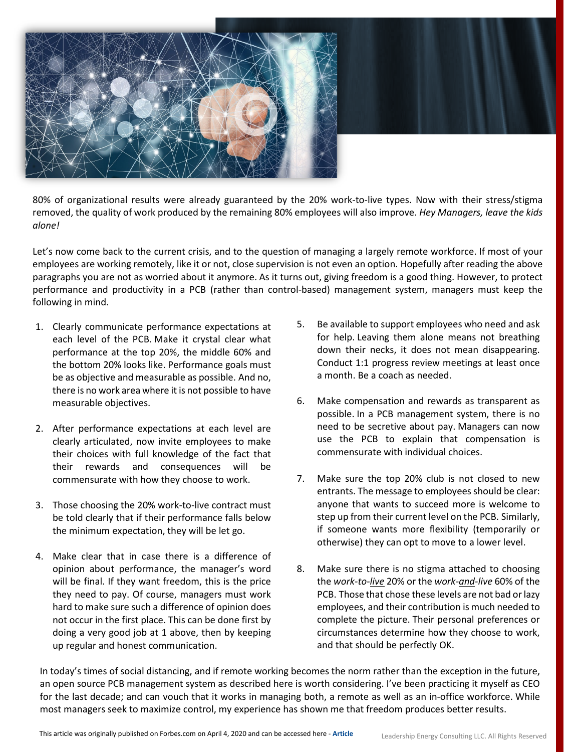80% of organizational results were already guaranteed by the 20% work-to-live types. Now with their stress/stigma removed, the quality of work produced by the remaining 80% employees will also improve. *Hey Managers, leave the kids alone!*

Let's now come back to the current crisis, and to the question of managing a largely remote workforce. If most of your employees are working remotely, like it or not, close supervision is not even an option. Hopefully after reading the above paragraphs you are not as worried about it anymore. As it turns out, giving freedom is a good thing. However, to protect performance and productivity in a PCB (rather than control-based) management system, managers must keep the following in mind.

1. Clearly communicate performance expectations at each level of the PCB. Make it crystal clear what performance at the top 20%, the middle 60% and the bottom 20% looks like. Performance goals must be as objective and measurable as possible. And no, there is no work area where it is not possible to have measurable objectives.

2. After performance expectations at each level are clearly articulated, now invite employees to make their choices with full knowledge of the fact that their rewards and consequences will be commensurate with how they choose to work.

3. Those choosing the 20% work-to-live contract must be told clearly that if their performance falls below the minimum expectation, they will be let go.

4. Make clear that in case there is a difference of opinion about performance, the manager's word will be final. If they want freedom, this is the price they need to pay. Of course, managers must work hard to make sure such a difference of opinion does not occur in the first place. This can be done first by doing a very good job at 1 above, then by keeping up regular and honest communication.

5. Be available to support employees who need and ask for help. Leaving them alone means not breathing down their necks, it does not mean disappearing. Conduct 1:1 progress review meetings at least once a month. Be a coach as needed.

6. Make compensation and rewards as transparent as possible. In a PCB management system, there is no need to be secretive about pay. Managers can now use the PCB to explain that compensation is commensurate with individual choices.

7. Make sure the top 20% club is not closed to new entrants. The message to employees should be clear: anyone that wants to succeed more is welcome to step up from their current level on the PCB. Similarly, if someone wants more flexibility (temporarily or otherwise) they can opt to move to a lower level.

8. Make sure there is no stigma attached to choosing the *work-to-live* 20% or the *work-and-live* 60% of the PCB. Those that chose these levels are not bad or lazy employees, and their contribution is much needed to complete the picture. Their personal preferences or circumstances determine how they choose to work, and that should be perfectly OK.

In today's times of social distancing, and if remote working becomes the norm rather than the exception in the future, an open source PCB management system as described here is worth considering. I've been practicing it myself as CEO for the last decade; and can vouch that it works in managing both, a remote as well as an in-office workforce. While most managers seek to maximize control, my experience has shown me that freedom produces better results.

This article was originally published on Forbes.com on April 4, 2020 and can be accessed here - **Article**